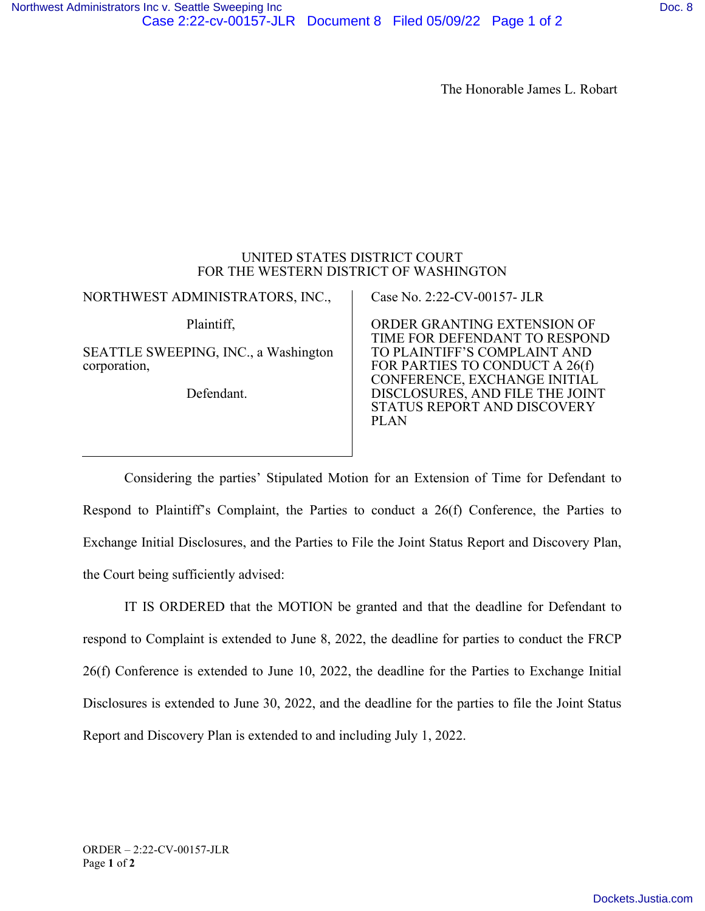The Honorable James L. Robart

UNITED STATES DISTRICT COURT
FOR THE WESTERN DISTRICT OF WASHINGTON

| | |
|---|---|
| NORTHWEST ADMINISTRATORS, INC.,<br><br>Plaintiff,<br><br>SEATTLE SWEEPING, INC., a Washington corporation,<br><br>Defendant. | Case No. 2:22-CV-00157- JLR<br><br>ORDER GRANTING EXTENSION OF TIME FOR DEFENDANT TO RESPOND TO PLAINTIFF'S COMPLAINT AND FOR PARTIES TO CONDUCT A 26(f) CONFERENCE, EXCHANGE INITIAL DISCLOSURES, AND FILE THE JOINT STATUS REPORT AND DISCOVERY PLAN |

Considering the parties' Stipulated Motion for an Extension of Time for Defendant to Respond to Plaintiff's Complaint, the Parties to conduct a 26(f) Conference, the Parties to Exchange Initial Disclosures, and the Parties to File the Joint Status Report and Discovery Plan, the Court being sufficiently advised:

IT IS ORDERED that the MOTION be granted and that the deadline for Defendant to respond to Complaint is extended to June 8, 2022, the deadline for parties to conduct the FRCP 26(f) Conference is extended to June 10, 2022, the deadline for the Parties to Exchange Initial Disclosures is extended to June 30, 2022, and the deadline for the parties to file the Joint Status Report and Discovery Plan is extended to and including July 1, 2022.

ORDER – 2:22-CV-00157-JLR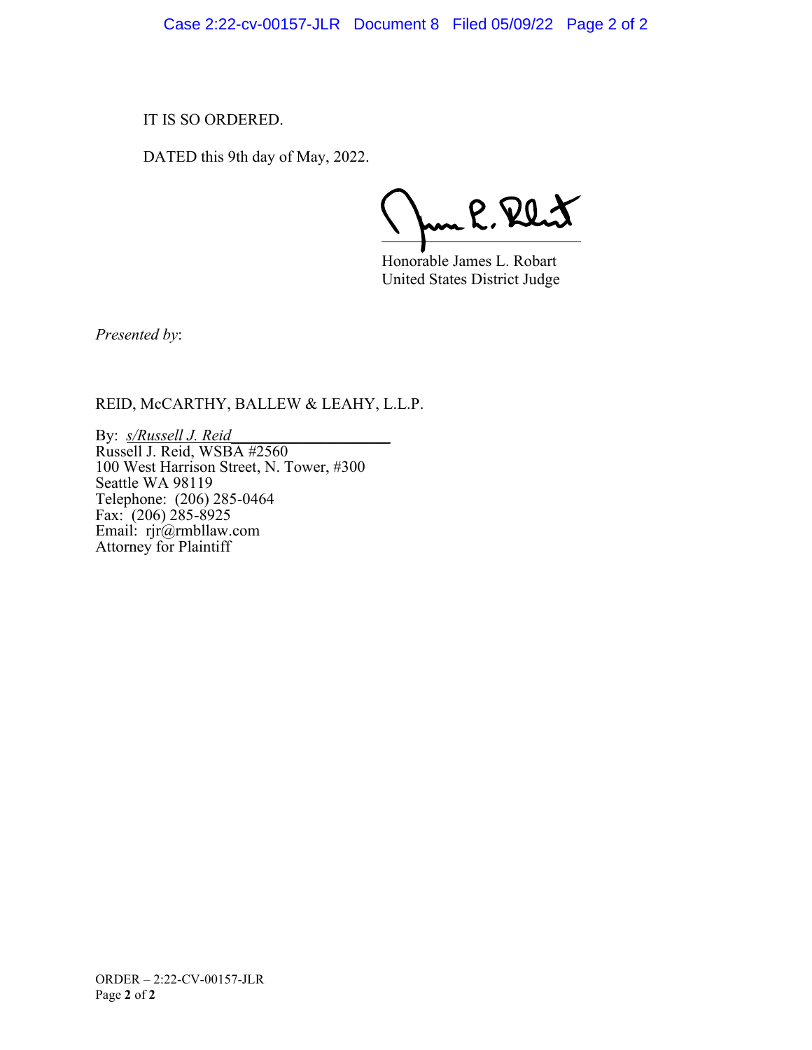IT IS SO ORDERED.

DATED this 9th day of May, 2022.

Honorable James L. Robart
United States District Judge

*Presented by*:

REID, McCARTHY, BALLEW & LEAHY, L.L.P.

By: *s/Russell J. Reid*
Russell J. Reid, WSBA #2560
100 West Harrison Street, N. Tower, #300
Seattle WA 98119
Telephone: (206) 285-0464
Fax: (206) 285-8925
Email: rjr@rmbllaw.com
Attorney for Plaintiff

ORDER – 2:22-CV-00157-JLR